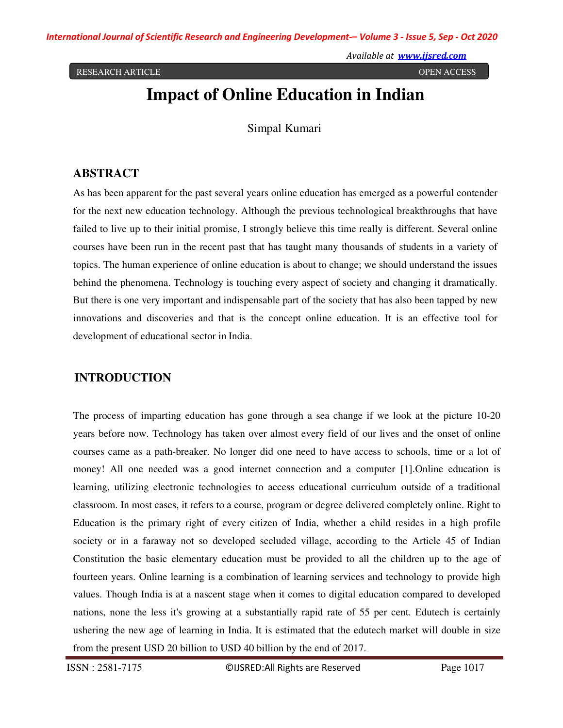RESEARCH ARTICLE OPEN ACCESS

# Impact of Online Education in Indian

Simpal Kumari

## ABSTRACT

As has been apparent for the past several years online education has emerged as a powerful contender for the next new education technology. Although the previous technological breakthroughs that have failed to live up to their initial promise, I strongly believe this time really is different. Several online courses have been run in the recent past that has taught many thousands of students in a variety of topics. The human experience of online education is about to change; we should understand the issues behind the phenomena. Technology is touching every aspect of society and changing it dramatically. But there is one very important and indispensable part of the society that has also been tapped by new innovations and discoveries and that is the concept online education. It is an effective tool for development of educational sector in India.

## INTRODUCTION

The process of imparting education has gone through a sea change if we look at the picture 10-20 years before now. Technology has taken over almost every field of our lives and the onset of online courses came as a path-breaker. No longer did one need to have access to schools, time or a lot of money! All one needed was a good internet connection and a computer [1].Online education is learning, utilizing electronic technologies to access educational curriculum outside of a traditional classroom. In most cases, it refers to a course, program or degree delivered completely online. Right to Education is the primary right of every citizen of India, whether a child resides in a high profile society or in a faraway not so developed secluded village, according to the Article 45 of Indian Constitution the basic elementary education must be provided to all the children up to the age of fourteen years. Online learning is a combination of learning services and technology to provide high values. Though India is at a nascent stage when it comes to digital education compared to developed nations, none the less it's growing at a substantially rapid rate of 55 per cent. Edutech is certainly ushering the new age of learning in India. It is estimated that the edutech market will double in size from the present USD 20 billion to USD 40 billion by the end of 2017.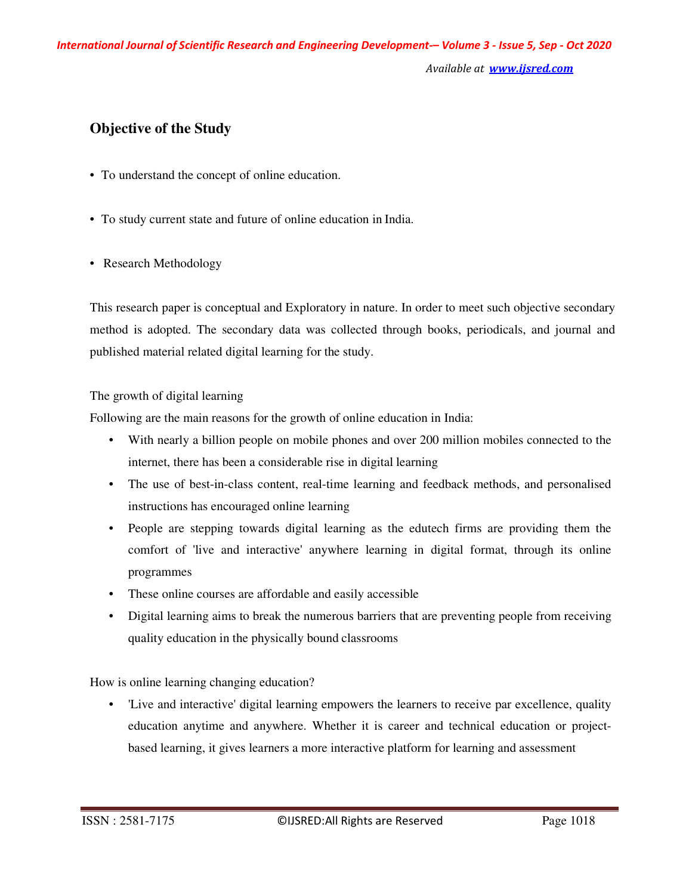## Objective of the Study

- To understand the concept of online education.
- To study current state and future of online education in India.
- Research Methodology

This research paper is conceptual and Exploratory in nature. In order to meet such objective secondary method is adopted. The secondary data was collected through books, periodicals, and journal and published material related digital learning for the study.

The growth of digital learning

Following are the main reasons for the growth of online education in India:

- With nearly a billion people on mobile phones and over 200 million mobiles connected to the internet, there has been a considerable rise in digital learning
- The use of best-in-class content, real-time learning and feedback methods, and personalised instructions has encouraged online learning
- People are stepping towards digital learning as the edutech firms are providing them the comfort of 'live and interactive' anywhere learning in digital format, through its online programmes
- These online courses are affordable and easily accessible
- Digital learning aims to break the numerous barriers that are preventing people from receiving quality education in the physically bound classrooms

How is online learning changing education?

- 'Live and interactive' digital learning empowers the learners to receive par excellence, quality education anytime and anywhere. Whether it is career and technical education or project-based learning, it gives learners a more interactive platform for learning and assessment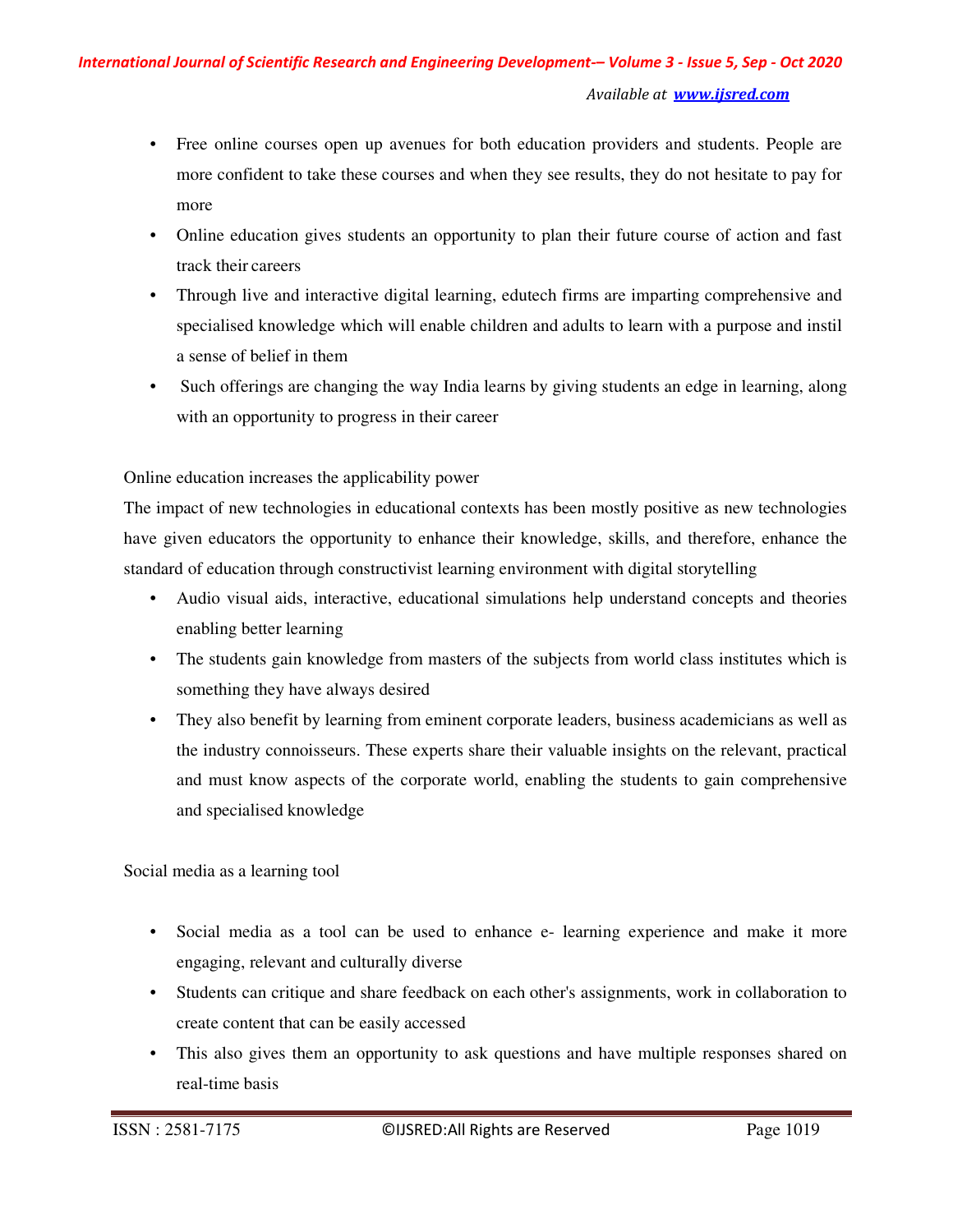- Free online courses open up avenues for both education providers and students. People are more confident to take these courses and when they see results, they do not hesitate to pay for more
- Online education gives students an opportunity to plan their future course of action and fast track their careers
- Through live and interactive digital learning, edutech firms are imparting comprehensive and specialised knowledge which will enable children and adults to learn with a purpose and instil a sense of belief in them
- Such offerings are changing the way India learns by giving students an edge in learning, along with an opportunity to progress in their career

Online education increases the applicability power

The impact of new technologies in educational contexts has been mostly positive as new technologies have given educators the opportunity to enhance their knowledge, skills, and therefore, enhance the standard of education through constructivist learning environment with digital storytelling

- Audio visual aids, interactive, educational simulations help understand concepts and theories enabling better learning
- The students gain knowledge from masters of the subjects from world class institutes which is something they have always desired
- They also benefit by learning from eminent corporate leaders, business academicians as well as the industry connoisseurs. These experts share their valuable insights on the relevant, practical and must know aspects of the corporate world, enabling the students to gain comprehensive and specialised knowledge

Social media as a learning tool

- Social media as a tool can be used to enhance e- learning experience and make it more engaging, relevant and culturally diverse
- Students can critique and share feedback on each other's assignments, work in collaboration to create content that can be easily accessed
- This also gives them an opportunity to ask questions and have multiple responses shared on real-time basis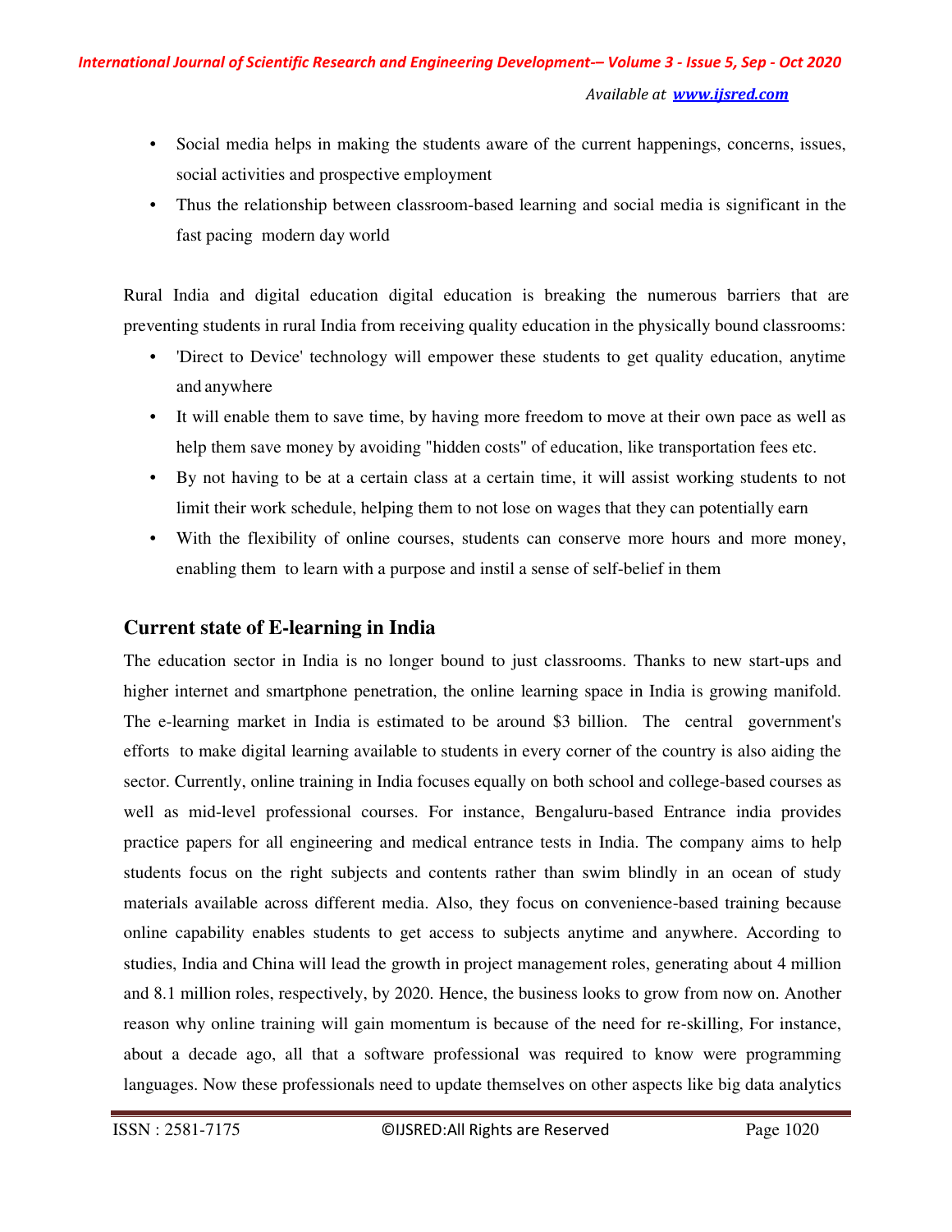- Social media helps in making the students aware of the current happenings, concerns, issues, social activities and prospective employment
- Thus the relationship between classroom-based learning and social media is significant in the fast pacing modern day world

Rural India and digital education digital education is breaking the numerous barriers that are preventing students in rural India from receiving quality education in the physically bound classrooms:

- 'Direct to Device' technology will empower these students to get quality education, anytime and anywhere
- It will enable them to save time, by having more freedom to move at their own pace as well as help them save money by avoiding "hidden costs" of education, like transportation fees etc.
- By not having to be at a certain class at a certain time, it will assist working students to not limit their work schedule, helping them to not lose on wages that they can potentially earn
- With the flexibility of online courses, students can conserve more hours and more money, enabling them to learn with a purpose and instil a sense of self-belief in them

## Current state of E-learning in India

The education sector in India is no longer bound to just classrooms. Thanks to new start-ups and higher internet and smartphone penetration, the online learning space in India is growing manifold. The e-learning market in India is estimated to be around $3 billion. The central government's efforts to make digital learning available to students in every corner of the country is also aiding the sector. Currently, online training in India focuses equally on both school and college-based courses as well as mid-level professional courses. For instance, Bengaluru-based Entrance india provides practice papers for all engineering and medical entrance tests in India. The company aims to help students focus on the right subjects and contents rather than swim blindly in an ocean of study materials available across different media. Also, they focus on convenience-based training because online capability enables students to get access to subjects anytime and anywhere. According to studies, India and China will lead the growth in project management roles, generating about 4 million and 8.1 million roles, respectively, by 2020. Hence, the business looks to grow from now on. Another reason why online training will gain momentum is because of the need for re-skilling, For instance, about a decade ago, all that a software professional was required to know were programming languages. Now these professionals need to update themselves on other aspects like big data analytics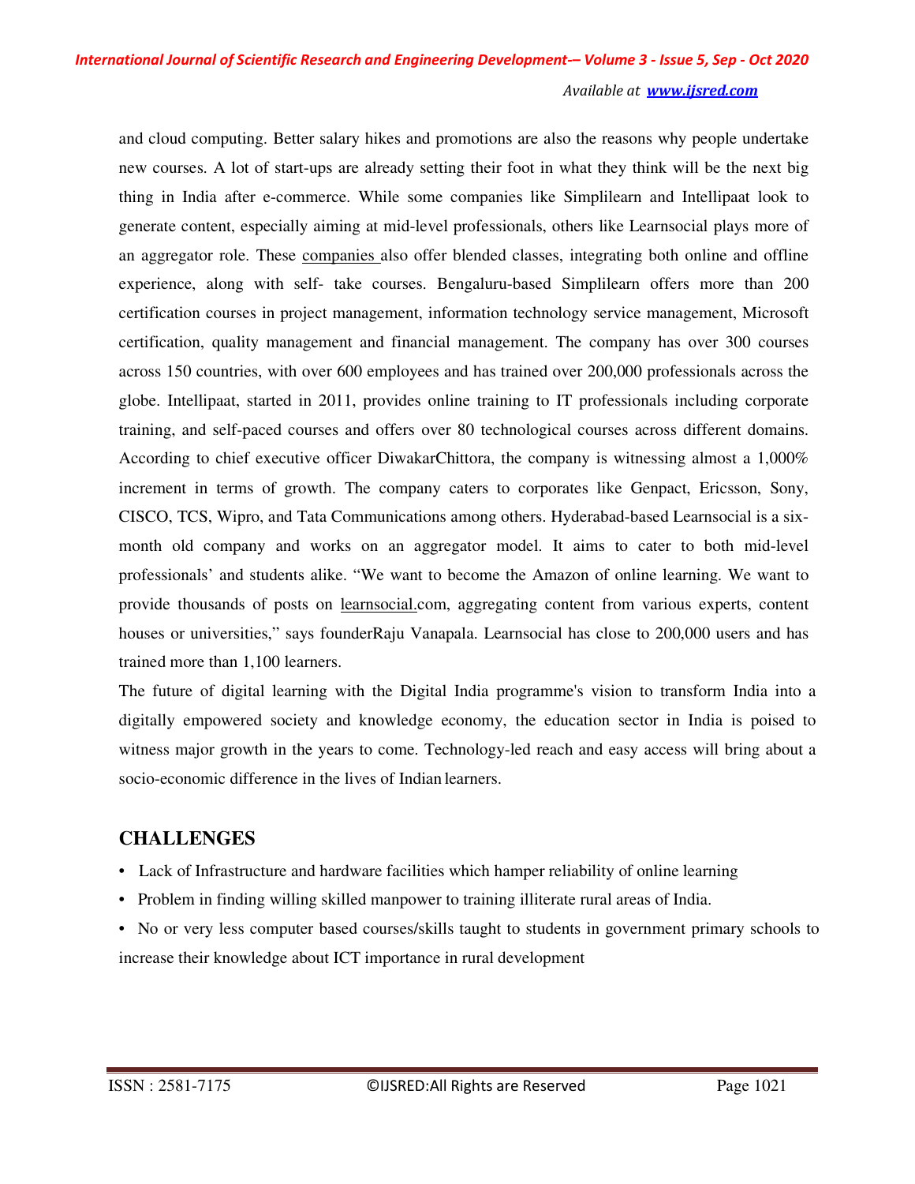and cloud computing. Better salary hikes and promotions are also the reasons why people undertake new courses. A lot of start-ups are already setting their foot in what they think will be the next big thing in India after e-commerce. While some companies like Simplilearn and Intellipaat look to generate content, especially aiming at mid-level professionals, others like Learnsocial plays more of an aggregator role. These companies also offer blended classes, integrating both online and offline experience, along with self- take courses. Bengaluru-based Simplilearn offers more than 200 certification courses in project management, information technology service management, Microsoft certification, quality management and financial management. The company has over 300 courses across 150 countries, with over 600 employees and has trained over 200,000 professionals across the globe. Intellipaat, started in 2011, provides online training to IT professionals including corporate training, and self-paced courses and offers over 80 technological courses across different domains. According to chief executive officer DiwakarChittora, the company is witnessing almost a 1,000% increment in terms of growth. The company caters to corporates like Genpact, Ericsson, Sony, CISCO, TCS, Wipro, and Tata Communications among others. Hyderabad-based Learnsocial is a six-month old company and works on an aggregator model. It aims to cater to both mid-level professionals' and students alike. "We want to become the Amazon of online learning. We want to provide thousands of posts on learnsocial.com, aggregating content from various experts, content houses or universities," says founderRaju Vanapala. Learnsocial has close to 200,000 users and has trained more than 1,100 learners.

The future of digital learning with the Digital India programme's vision to transform India into a digitally empowered society and knowledge economy, the education sector in India is poised to witness major growth in the years to come. Technology-led reach and easy access will bring about a socio-economic difference in the lives of Indian learners.

## CHALLENGES

- Lack of Infrastructure and hardware facilities which hamper reliability of online learning
- Problem in finding willing skilled manpower to training illiterate rural areas of India.
- No or very less computer based courses/skills taught to students in government primary schools to increase their knowledge about ICT importance in rural development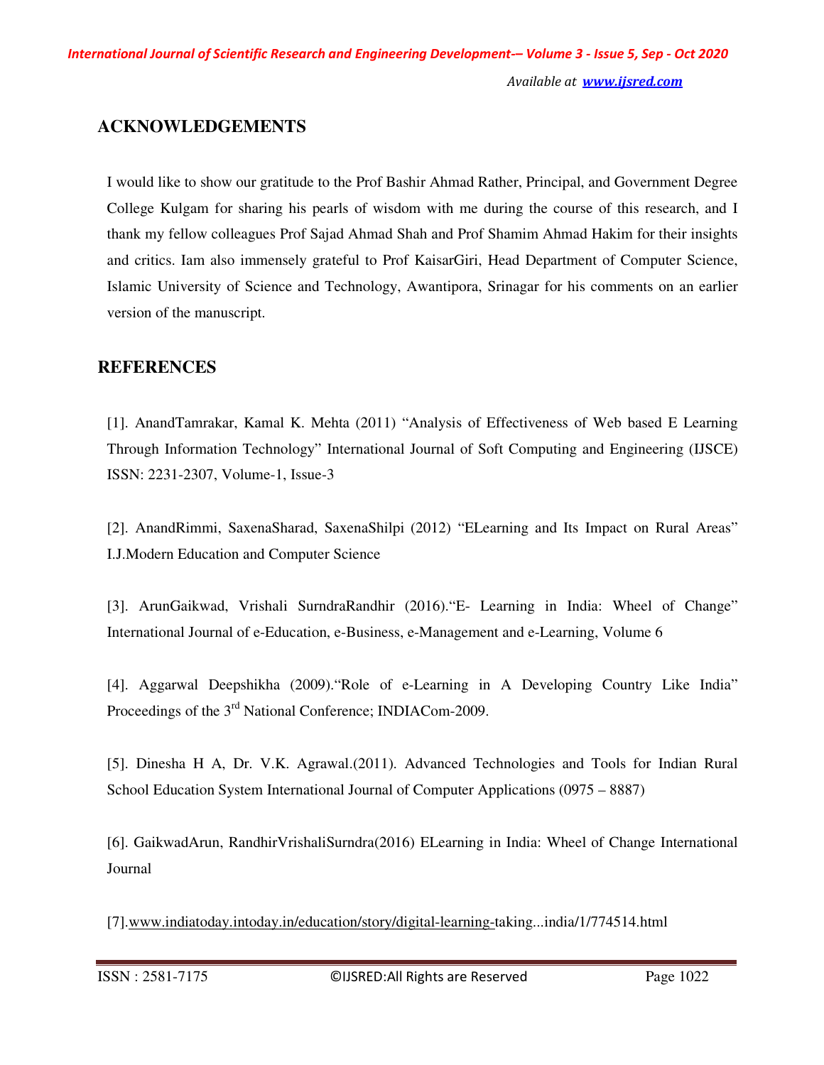## ACKNOWLEDGEMENTS

I would like to show our gratitude to the Prof Bashir Ahmad Rather, Principal, and Government Degree College Kulgam for sharing his pearls of wisdom with me during the course of this research, and I thank my fellow colleagues Prof Sajad Ahmad Shah and Prof Shamim Ahmad Hakim for their insights and critics. Iam also immensely grateful to Prof KaisarGiri, Head Department of Computer Science, Islamic University of Science and Technology, Awantipora, Srinagar for his comments on an earlier version of the manuscript.

## REFERENCES

[1]. AnandTamrakar, Kamal K. Mehta (2011) "Analysis of Effectiveness of Web based E Learning Through Information Technology" International Journal of Soft Computing and Engineering (IJSCE) ISSN: 2231-2307, Volume-1, Issue-3

[2]. AnandRimmi, SaxenaSharad, SaxenaShilpi (2012) "ELearning and Its Impact on Rural Areas" I.J.Modern Education and Computer Science

[3]. ArunGaikwad, Vrishali SurndraRandhir (2016)."E- Learning in India: Wheel of Change" International Journal of e-Education, e-Business, e-Management and e-Learning, Volume 6

[4]. Aggarwal Deepshikha (2009)."Role of e-Learning in A Developing Country Like India" Proceedings of the 3rd National Conference; INDIACom-2009.

[5]. Dinesha H A, Dr. V.K. Agrawal.(2011). Advanced Technologies and Tools for Indian Rural School Education System International Journal of Computer Applications (0975 – 8887)

[6]. GaikwadArun, RandhirVrishaliSurndra(2016) ELearning in India: Wheel of Change International Journal

[7].www.indiatoday.intoday.in/education/story/digital-learning-taking...india/1/774514.html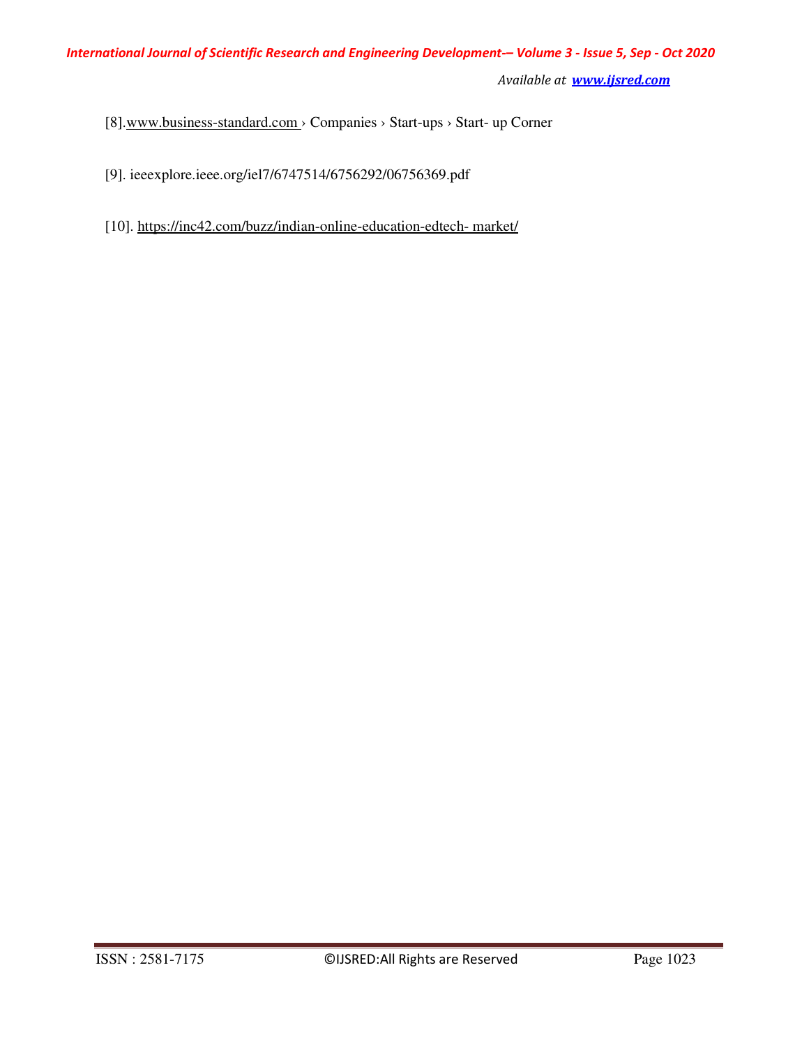[8].www.business-standard.com › Companies › Start-ups › Start- up Corner

[9]. ieeexplore.ieee.org/iel7/6747514/6756292/06756369.pdf

[10]. https://inc42.com/buzz/indian-online-education-edtech- market/